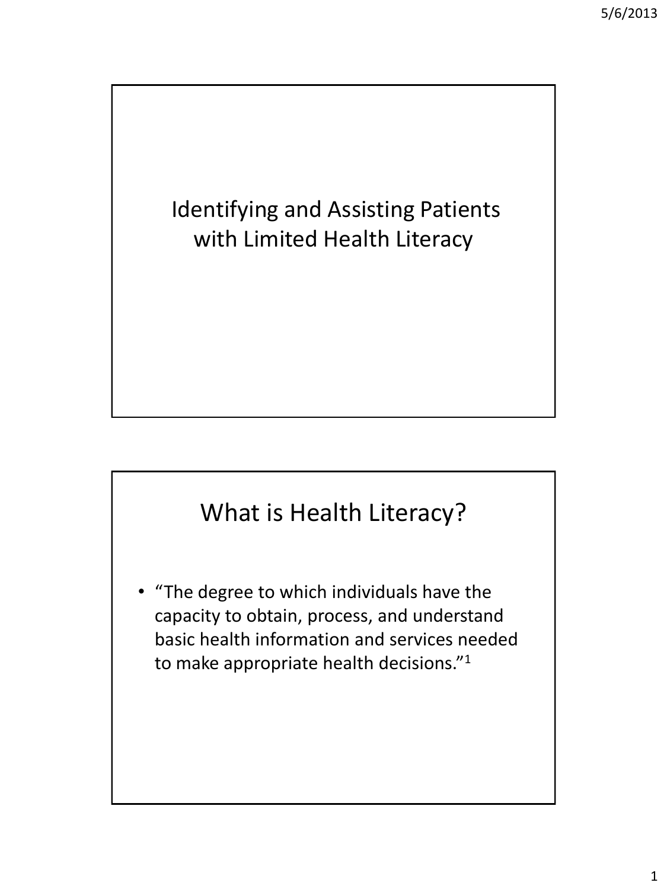# Identifying and Assisting Patients with Limited Health Literacy

## What is Health Literacy?

- "The degree to which individuals have the capacity to obtain, process, and understand basic health information and services needed to make appropriate health decisions."[1]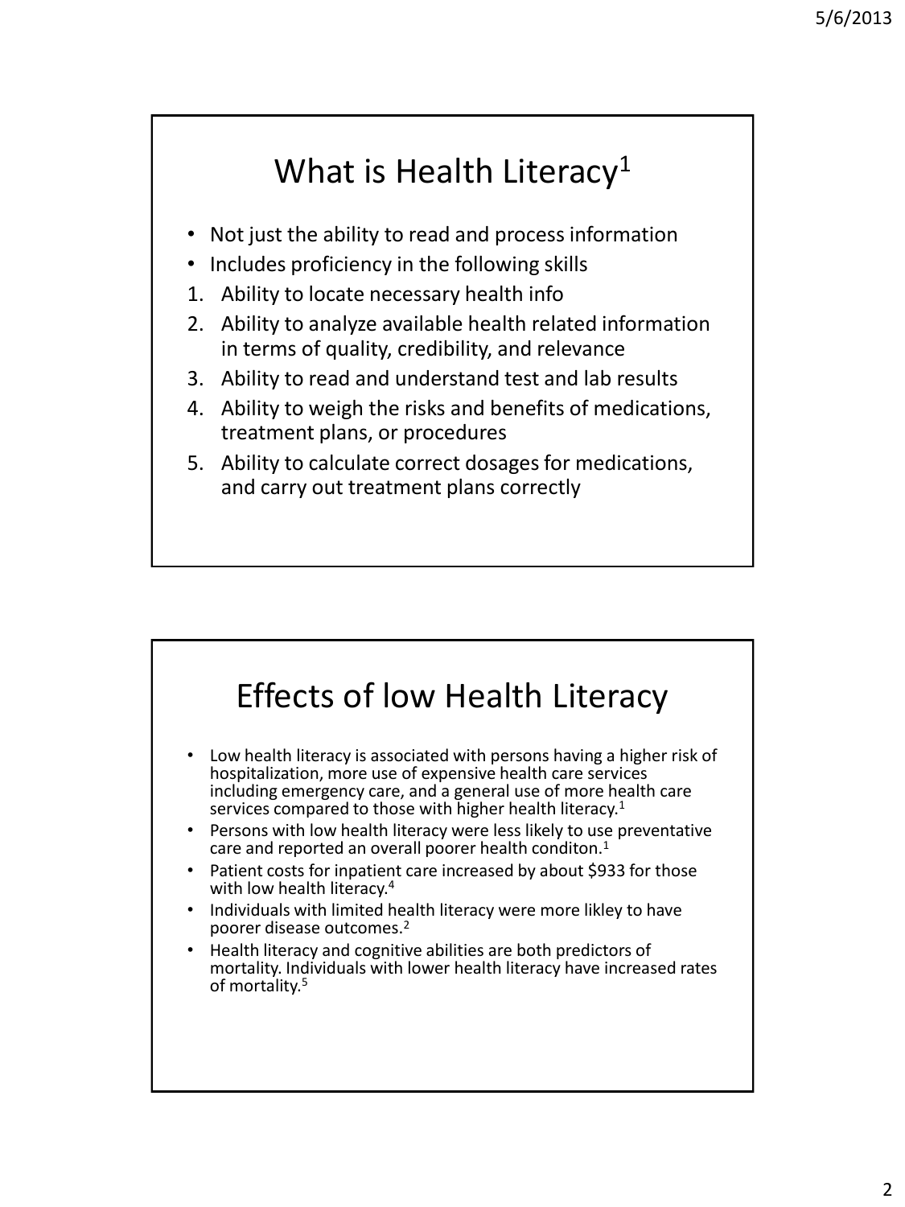## What is Health Literacy[1]

- Not just the ability to read and process information
- Includes proficiency in the following skills

1. Ability to locate necessary health info
2. Ability to analyze available health related information in terms of quality, credibility, and relevance
3. Ability to read and understand test and lab results
4. Ability to weigh the risks and benefits of medications, treatment plans, or procedures
5. Ability to calculate correct dosages for medications, and carry out treatment plans correctly

## Effects of low Health Literacy

- Low health literacy is associated with persons having a higher risk of hospitalization, more use of expensive health care services including emergency care, and a general use of more health care services compared to those with higher health literacy.[1]
- Persons with low health literacy were less likely to use preventative care and reported an overall poorer health conditon.[1]
- Patient costs for inpatient care increased by about $933 for those with low health literacy.[4]
- Individuals with limited health literacy were more likley to have poorer disease outcomes.[2]
- Health literacy and cognitive abilities are both predictors of mortality. Individuals with lower health literacy have increased rates of mortality.[5]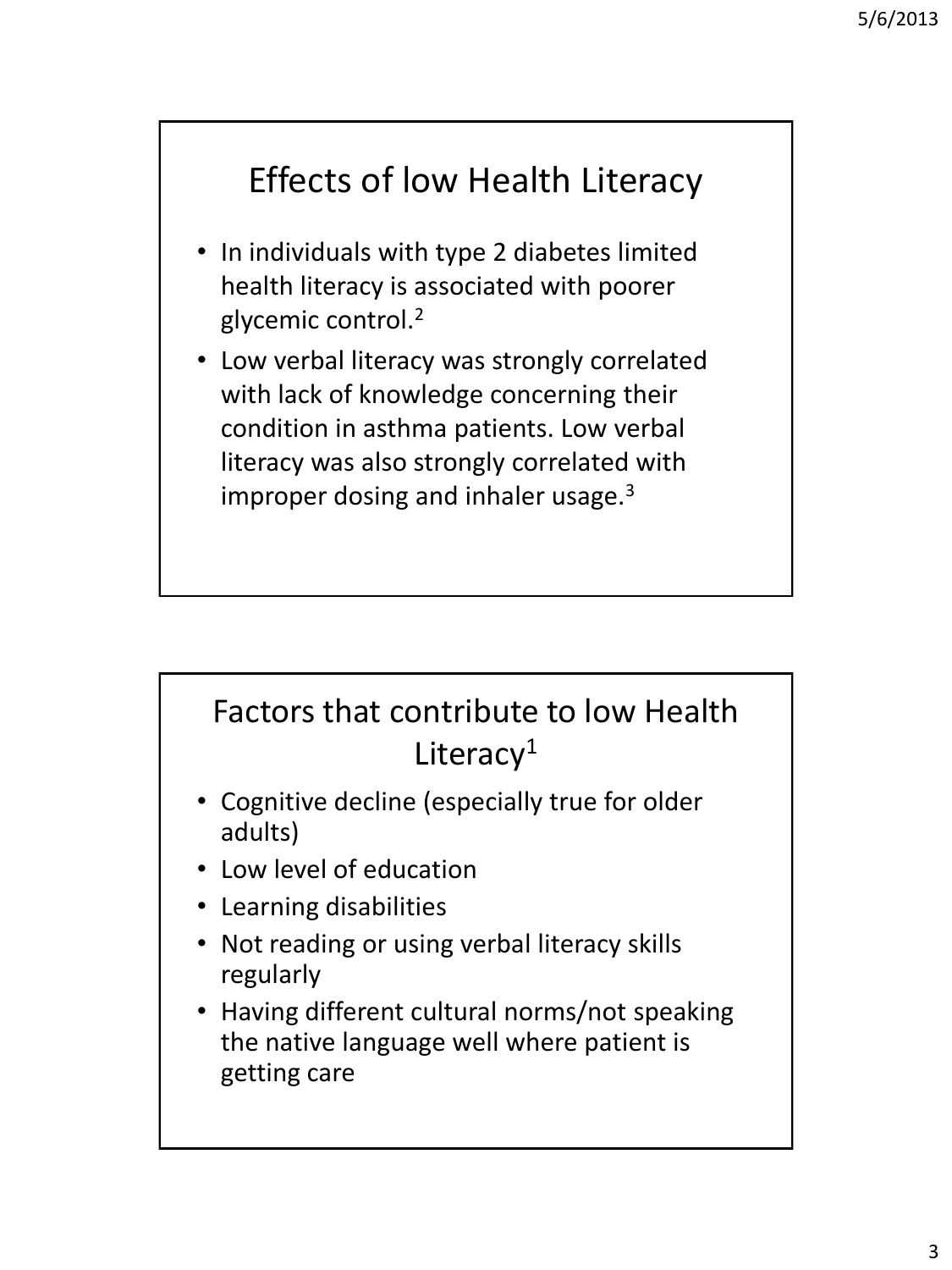## Effects of low Health Literacy

- In individuals with type 2 diabetes limited health literacy is associated with poorer glycemic control.[2]
- Low verbal literacy was strongly correlated with lack of knowledge concerning their condition in asthma patients. Low verbal literacy was also strongly correlated with improper dosing and inhaler usage.[3]

## Factors that contribute to low Health Literacy[1]

- Cognitive decline (especially true for older adults)
- Low level of education
- Learning disabilities
- Not reading or using verbal literacy skills regularly
- Having different cultural norms/not speaking the native language well where patient is getting care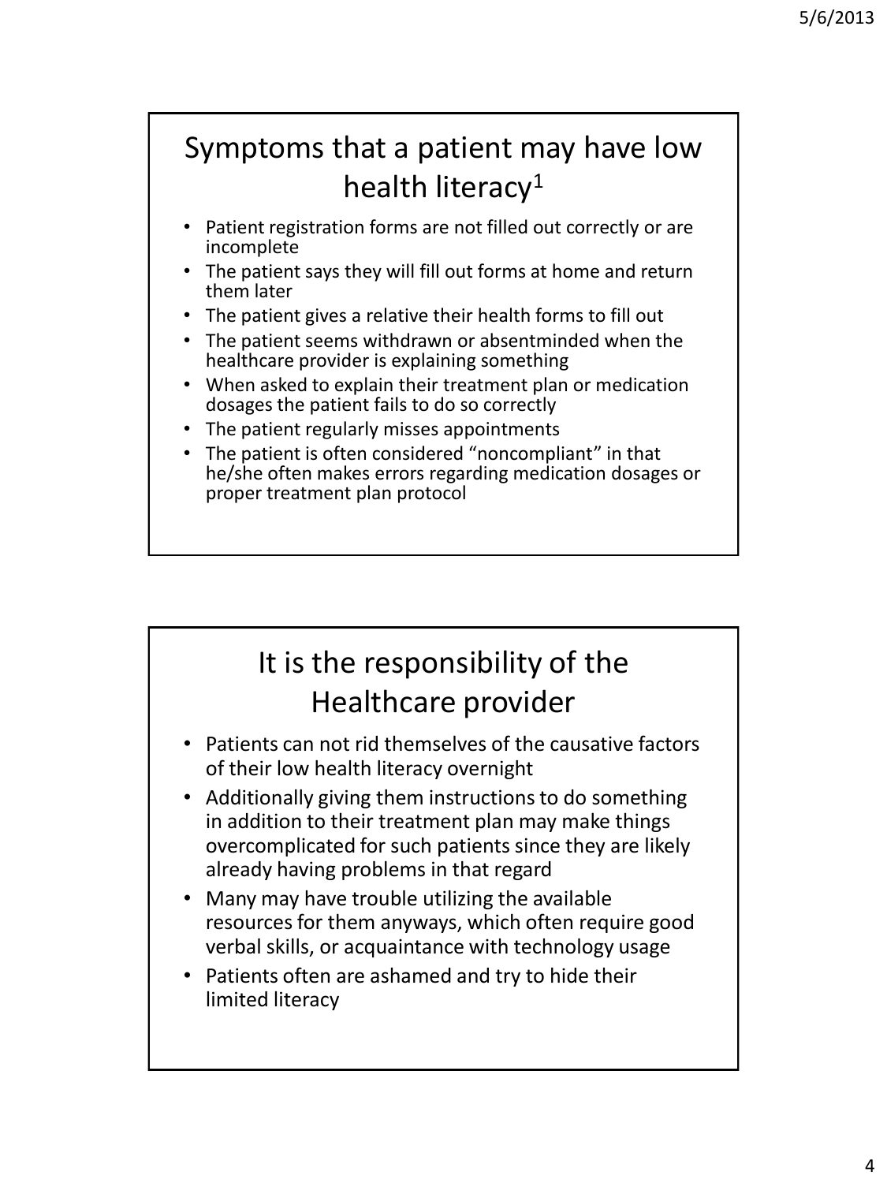## Symptoms that a patient may have low health literacy[1]

- Patient registration forms are not filled out correctly or are incomplete
- The patient says they will fill out forms at home and return them later
- The patient gives a relative their health forms to fill out
- The patient seems withdrawn or absentminded when the healthcare provider is explaining something
- When asked to explain their treatment plan or medication dosages the patient fails to do so correctly
- The patient regularly misses appointments
- The patient is often considered "noncompliant" in that he/she often makes errors regarding medication dosages or proper treatment plan protocol

## It is the responsibility of the Healthcare provider

- Patients can not rid themselves of the causative factors of their low health literacy overnight
- Additionally giving them instructions to do something in addition to their treatment plan may make things overcomplicated for such patients since they are likely already having problems in that regard
- Many may have trouble utilizing the available resources for them anyways, which often require good verbal skills, or acquaintance with technology usage
- Patients often are ashamed and try to hide their limited literacy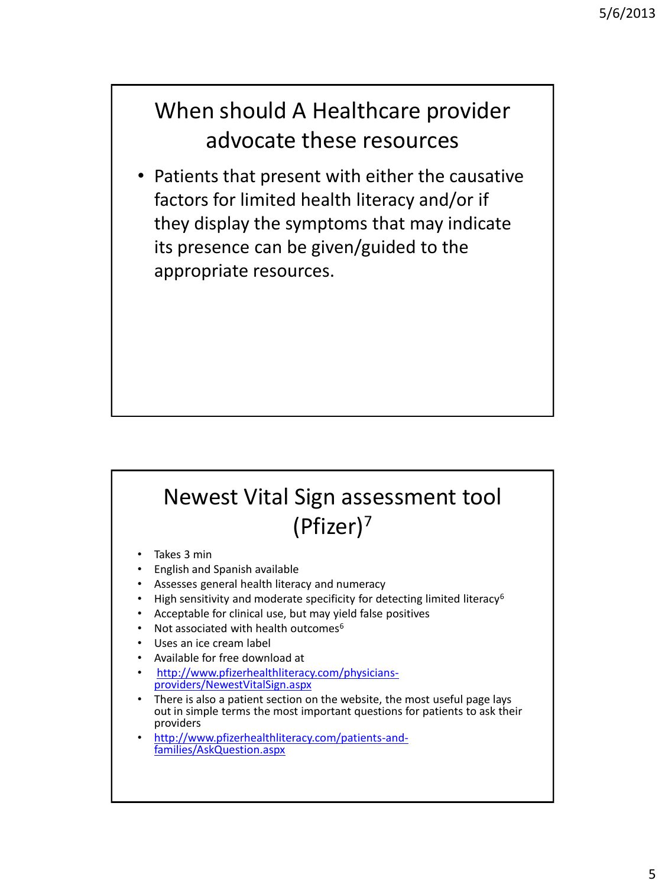## When should A Healthcare provider advocate these resources

- Patients that present with either the causative factors for limited health literacy and/or if they display the symptoms that may indicate its presence can be given/guided to the appropriate resources.

## Newest Vital Sign assessment tool (Pfizer)[7]

- Takes 3 min
- English and Spanish available
- Assesses general health literacy and numeracy
- High sensitivity and moderate specificity for detecting limited literacy[6]
- Acceptable for clinical use, but may yield false positives
- Not associated with health outcomes[6]
- Uses an ice cream label
- Available for free download at
- http://www.pfizerhealthliteracy.com/physicians-providers/NewestVitalSign.aspx
- There is also a patient section on the website, the most useful page lays out in simple terms the most important questions for patients to ask their providers
- http://www.pfizerhealthliteracy.com/patients-and-families/AskQuestion.aspx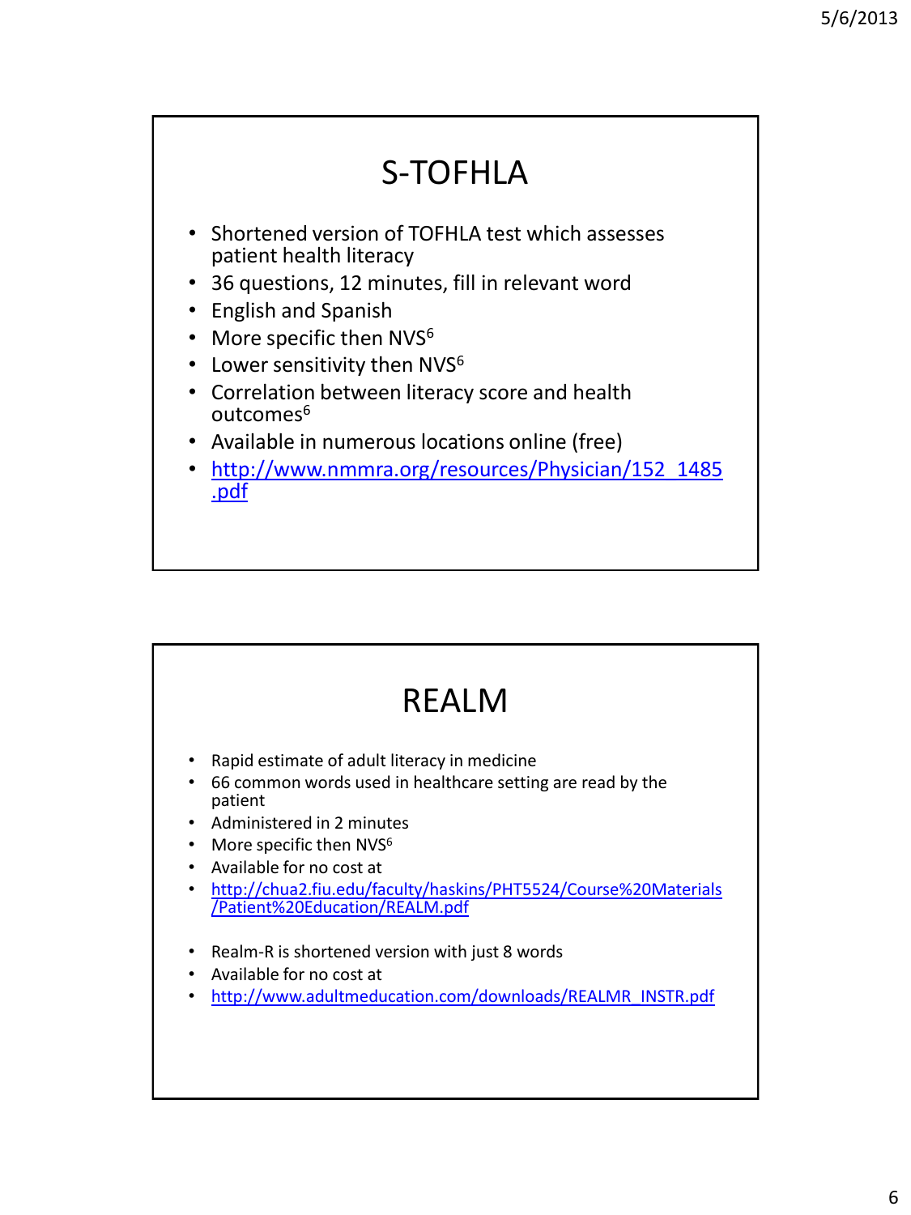## S-TOFHLA

- Shortened version of TOFHLA test which assesses patient health literacy
- 36 questions, 12 minutes, fill in relevant word
- English and Spanish
- More specific then NVS[6]
- Lower sensitivity then NVS[6]
- Correlation between literacy score and health outcomes[6]
- Available in numerous locations online (free)
- http://www.nmmra.org/resources/Physician/152_1485.pdf

## REALM

- Rapid estimate of adult literacy in medicine
- 66 common words used in healthcare setting are read by the patient
- Administered in 2 minutes
- More specific then NVS[6]
- Available for no cost at
- http://chua2.fiu.edu/faculty/haskins/PHT5524/Course%20Materials/Patient%20Education/REALM.pdf

- Realm-R is shortened version with just 8 words
- Available for no cost at
- http://www.adultmeducation.com/downloads/REALMR_INSTR.pdf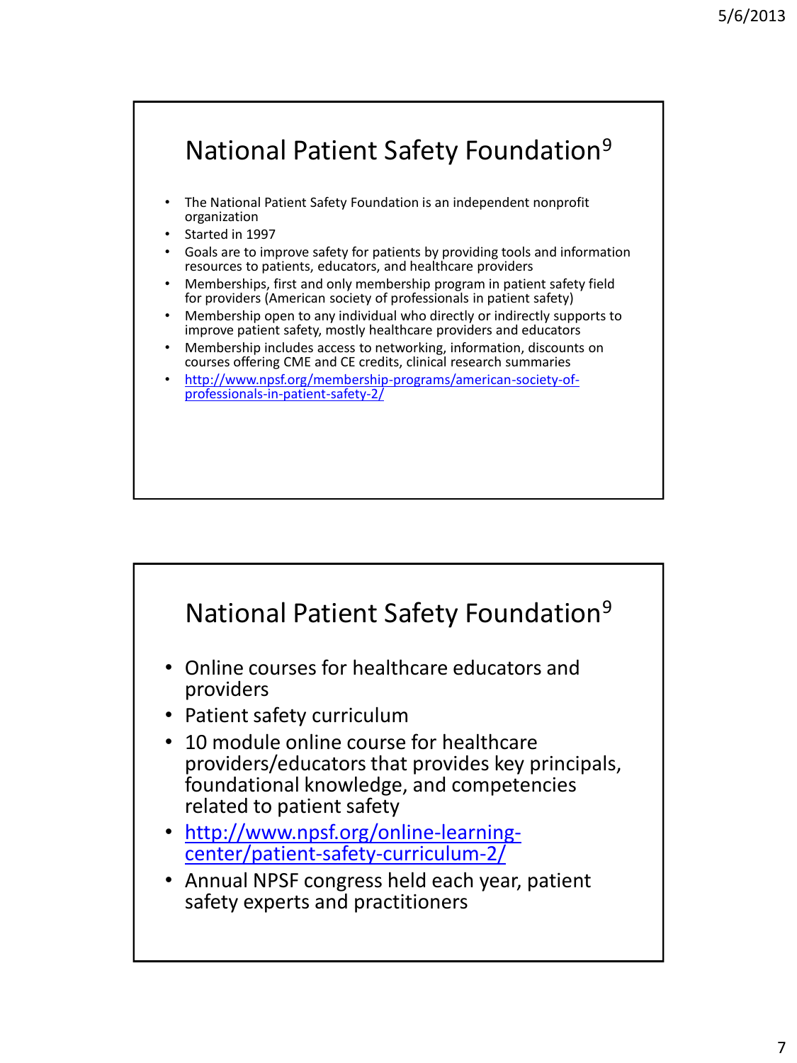## National Patient Safety Foundation[9]

- The National Patient Safety Foundation is an independent nonprofit organization
- Started in 1997
- Goals are to improve safety for patients by providing tools and information resources to patients, educators, and healthcare providers
- Memberships, first and only membership program in patient safety field for providers (American society of professionals in patient safety)
- Membership open to any individual who directly or indirectly supports to improve patient safety, mostly healthcare providers and educators
- Membership includes access to networking, information, discounts on courses offering CME and CE credits, clinical research summaries
- http://www.npsf.org/membership-programs/american-society-of-professionals-in-patient-safety-2/

## National Patient Safety Foundation[9]

- Online courses for healthcare educators and providers
- Patient safety curriculum
- 10 module online course for healthcare providers/educators that provides key principals, foundational knowledge, and competencies related to patient safety
- http://www.npsf.org/online-learning-center/patient-safety-curriculum-2/
- Annual NPSF congress held each year, patient safety experts and practitioners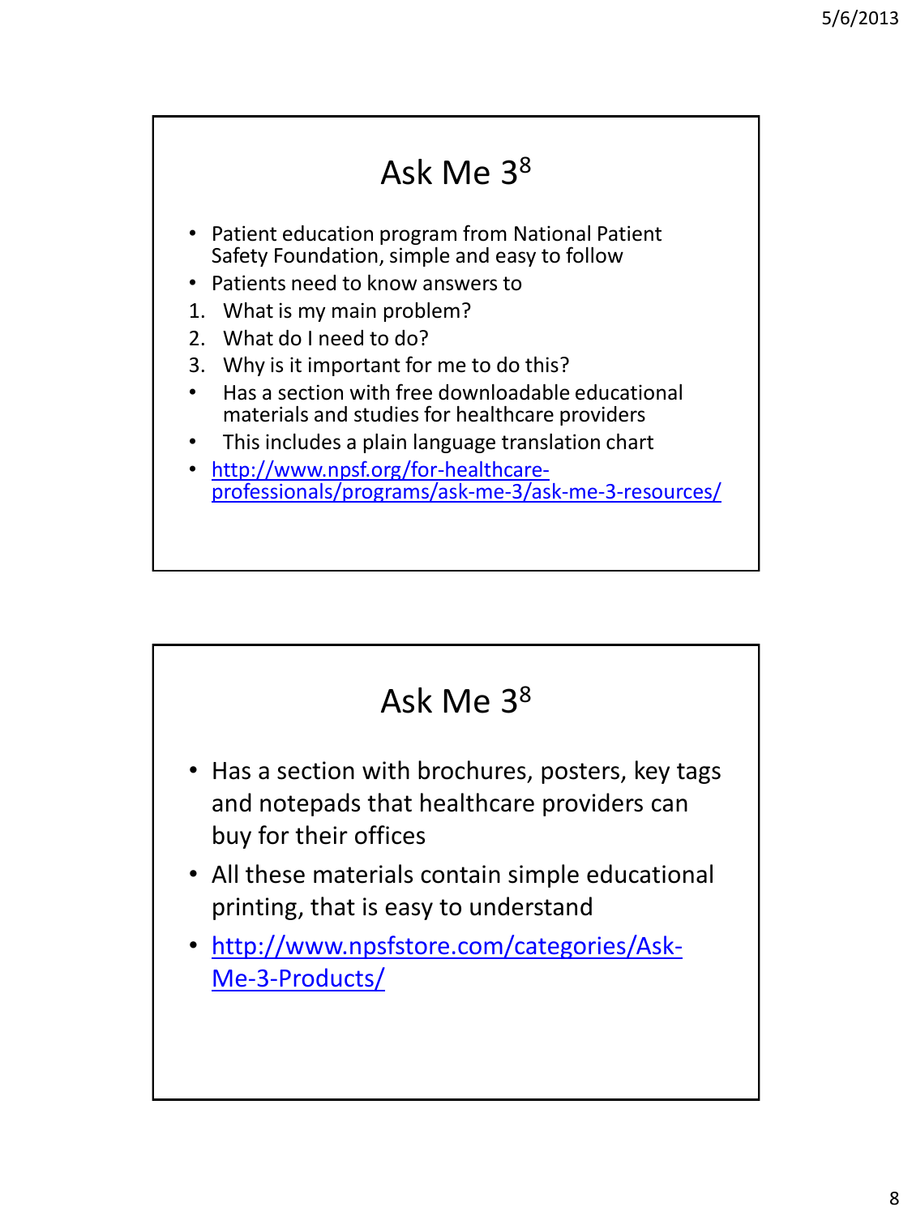## Ask Me 3[8]

- Patient education program from National Patient Safety Foundation, simple and easy to follow
- Patients need to know answers to

1. What is my main problem?
2. What do I need to do?
3. Why is it important for me to do this?

- Has a section with free downloadable educational materials and studies for healthcare providers
- This includes a plain language translation chart
- http://www.npsf.org/for-healthcare-professionals/programs/ask-me-3/ask-me-3-resources/

## Ask Me 3[8]

- Has a section with brochures, posters, key tags and notepads that healthcare providers can buy for their offices
- All these materials contain simple educational printing, that is easy to understand
- http://www.npsfstore.com/categories/Ask-Me-3-Products/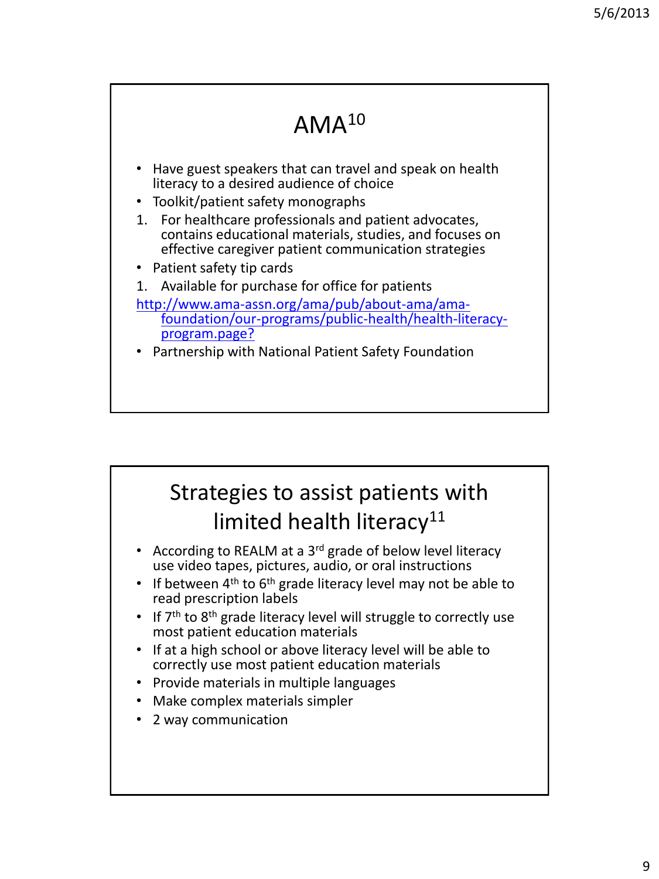## AMA[10]

- Have guest speakers that can travel and speak on health literacy to a desired audience of choice
- Toolkit/patient safety monographs
  1. For healthcare professionals and patient advocates, contains educational materials, studies, and focuses on effective caregiver patient communication strategies
- Patient safety tip cards
  1. Available for purchase for office for patients

  http://www.ama-assn.org/ama/pub/about-ama/ama-foundation/our-programs/public-health/health-literacy-program.page?
- Partnership with National Patient Safety Foundation

## Strategies to assist patients with limited health literacy[11]

- According to REALM at a 3rd grade of below level literacy use video tapes, pictures, audio, or oral instructions
- If between 4th to 6th grade literacy level may not be able to read prescription labels
- If 7th to 8th grade literacy level will struggle to correctly use most patient education materials
- If at a high school or above literacy level will be able to correctly use most patient education materials
- Provide materials in multiple languages
- Make complex materials simpler
- 2 way communication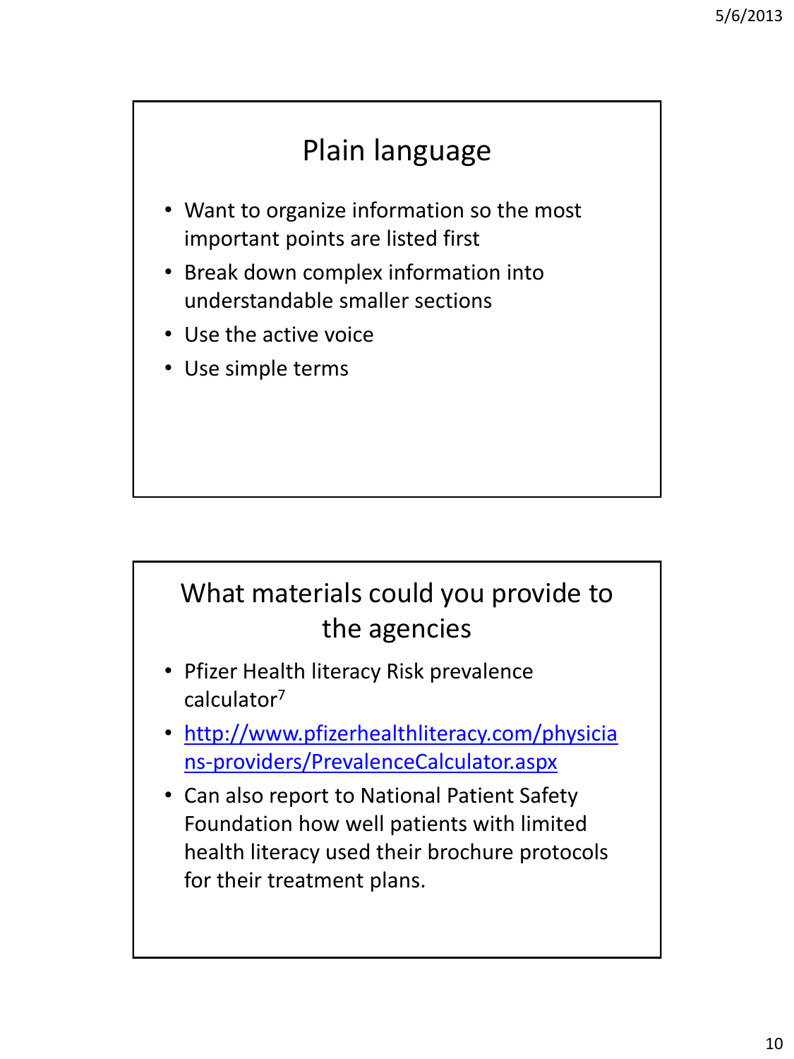## Plain language

- Want to organize information so the most important points are listed first
- Break down complex information into understandable smaller sections
- Use the active voice
- Use simple terms

## What materials could you provide to the agencies

- Pfizer Health literacy Risk prevalence calculator[7]
- http://www.pfizerhealthliteracy.com/physicians-providers/PrevalenceCalculator.aspx
- Can also report to National Patient Safety Foundation how well patients with limited health literacy used their brochure protocols for their treatment plans.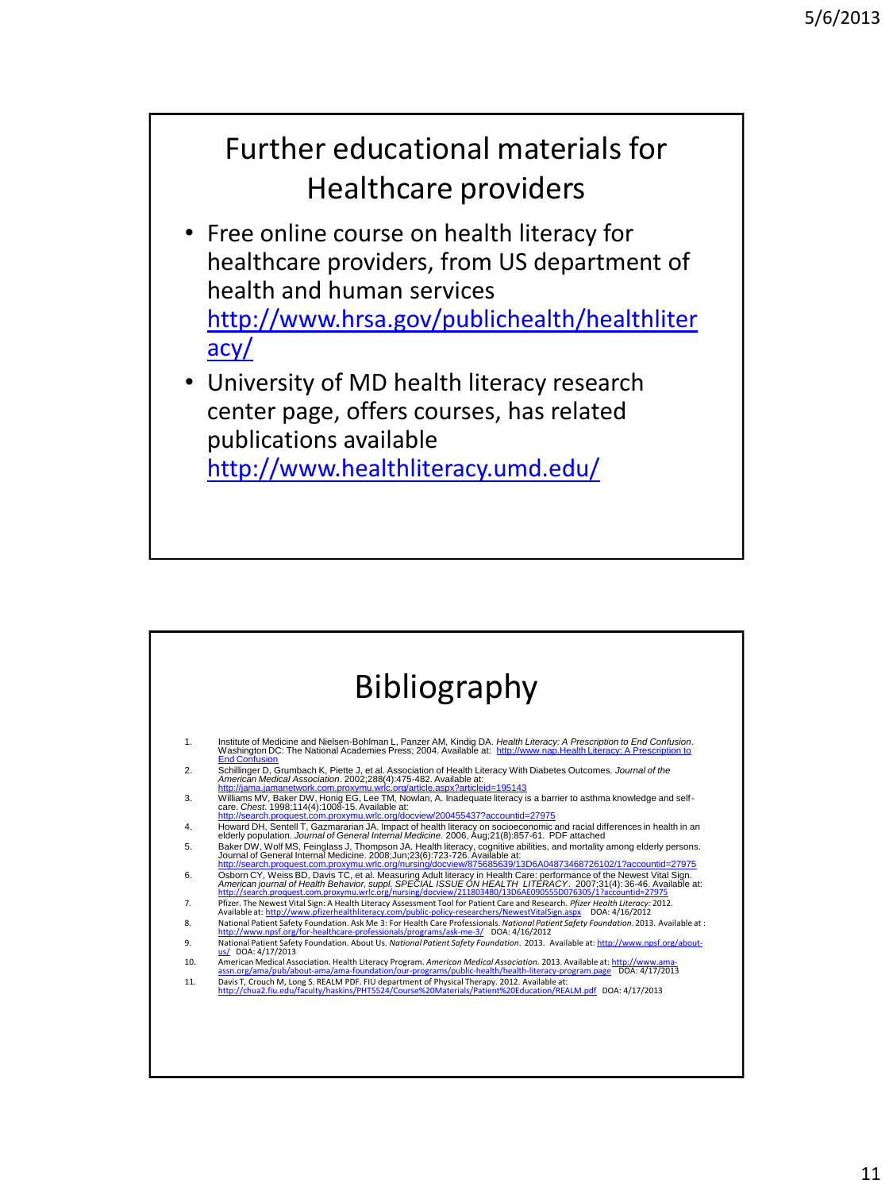# Further educational materials for Healthcare providers

- Free online course on health literacy for healthcare providers, from US department of health and human services http://www.hrsa.gov/publichealth/healthliteracy/
- University of MD health literacy research center page, offers courses, has related publications available http://www.healthliteracy.umd.edu/

# Bibliography

1. Institute of Medicine and Nielsen-Bohlman L, Panzer AM, Kindig DA. *Health Literacy: A Prescription to End Confusion*. Washington DC: The National Academies Press; 2004. Available at: http://www.nap.Health Literacy: A Prescription to End Confusion
2. Schillinger D, Grumbach K, Piette J, et al. Association of Health Literacy With Diabetes Outcomes. *Journal of the American Medical Association*. 2002;288(4):475-482. Available at: http://jama.jamanetwork.com.proxymu.wrlc.org/article.aspx?articleid=195143
3. Williams MV, Baker DW, Honig EG, Lee TM, Nowlan, A. Inadequate literacy is a barrier to asthma knowledge and self-care. *Chest*. 1998;114(4):1008-15. Available at: http://search.proquest.com.proxymu.wrlc.org/docview/200455437?accountid=27975
4. Howard DH, Sentell T, Gazmararian JA. Impact of health literacy on socioeconomic and racial differences in health in an elderly population. *Journal of General Internal Medicine*. 2006, Aug;21(8):857-61. PDF attached
5. Baker DW, Wolf MS, Feinglass J, Thompson JA. Health literacy, cognitive abilities, and mortality among elderly persons. Journal of General Internal Medicine. 2008;Jun;23(6):723-726. Available at: http://search.proquest.com.proxymu.wrlc.org/nursing/docview/875685639/13D6A04873468726102/1?accountid=27975
6. Osborn CY, Weiss BD, Davis TC, et al. Measuring Adult literacy in Health Care: performance of the Newest Vital Sign. *American journal of Health Behavior, suppl. SPECIAL ISSUE ON HEALTH LITERACY*. 2007;31(4): 36-46. Available at: http://search.proquest.com.proxymu.wrlc.org/nursing/docview/211803480/13D6AE090555D076305/1?accountid=27975
7. Pfizer. The Newest Vital Sign: A Health Literacy Assessment Tool for Patient Care and Research. *Pfizer Health Literacy:* 2012. Available at: http://www.pfizerhealthliteracy.com/public-policy-researchers/NewestVitalSign.aspx DOA: 4/16/2012
8. National Patient Safety Foundation. Ask Me 3: For Health Care Professionals. *National Patient Safety Foundation*. 2013. Available at : http://www.npsf.org/for-healthcare-professionals/programs/ask-me-3/ DOA: 4/16/2012
9. National Patient Safety Foundation. About Us. *National Patient Safety Foundation*. 2013. Available at: http://www.npsf.org/about-us/ DOA: 4/17/2013
10. American Medical Association. Health Literacy Program. *American Medical Association*. 2013. Available at: http://www.ama-assn.org/ama/pub/about-ama/ama-foundation/our-programs/public-health/health-literacy-program.page DOA: 4/17/2013
11. Davis T, Crouch M, Long S. REALM PDF. FIU department of Physical Therapy. 2012. Available at: http://chua2.fiu.edu/faculty/haskins/PHT5524/Course%20Materials/Patient%20Education/REALM.pdf DOA: 4/17/2013